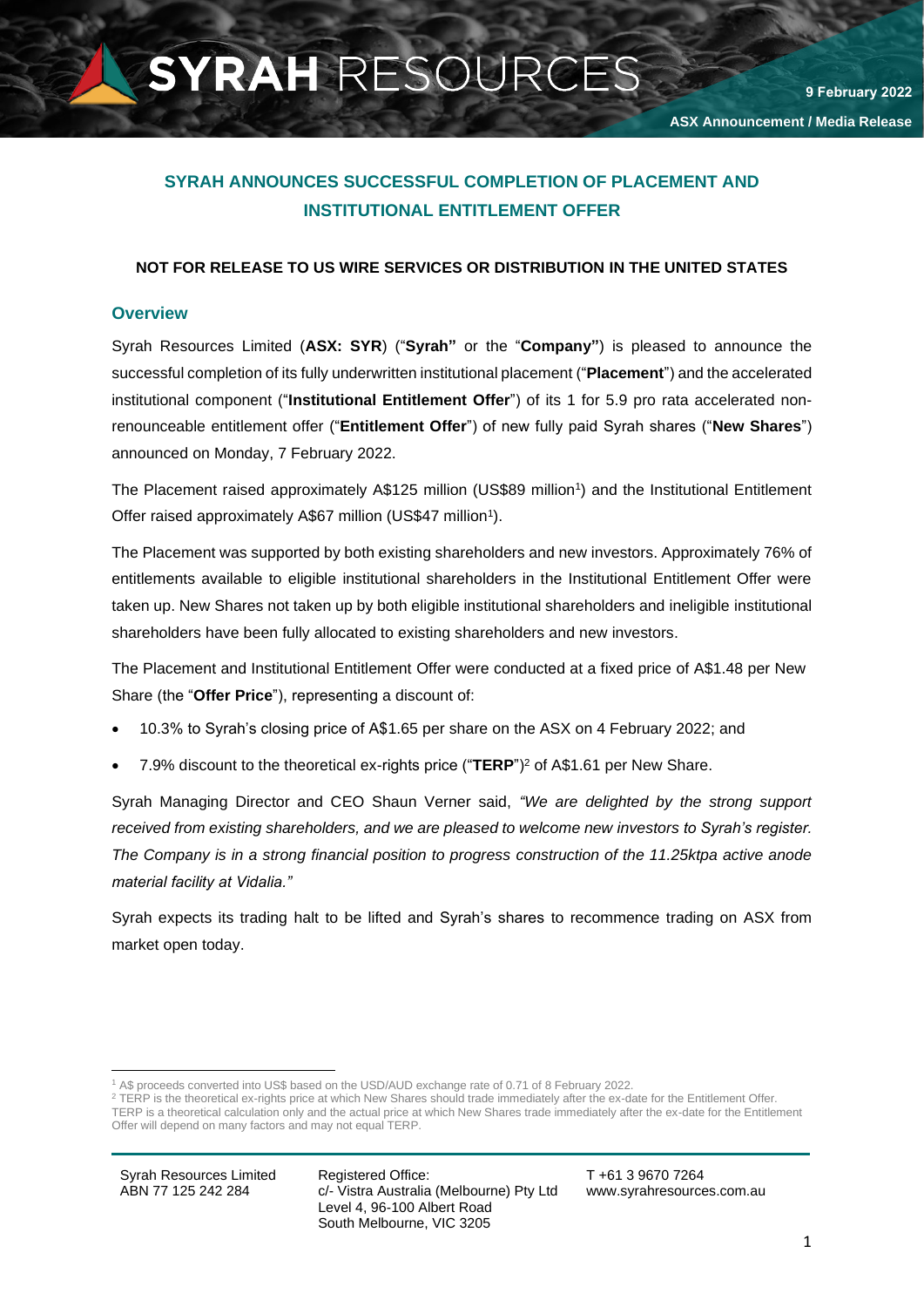9 February 2022

ASX Announcement / Media Release

# SYRAH ANNOUNCES SUCCESSFUL COMPLETION OF PLACEMENT AND INSTITUTIONAL ENTITLEMENT OFFER

**NOT FOR RELEASE TO US WIRE SERVICES OR DISTRIBUTION IN THE UNITED STATES**

## Overview

Syrah Resources Limited (**ASX: SYR**) ("**Syrah"** or the "**Company"**) is pleased to announce the successful completion of its fully underwritten institutional placement ("**Placement**") and the accelerated institutional component ("**Institutional Entitlement Offer**") of its 1 for 5.9 pro rata accelerated non-renounceable entitlement offer ("**Entitlement Offer**") of new fully paid Syrah shares ("**New Shares**") announced on Monday, 7 February 2022.

The Placement raised approximately A$125 million (US$89 million[1]) and the Institutional Entitlement Offer raised approximately A$67 million (US$47 million[1]).

The Placement was supported by both existing shareholders and new investors. Approximately 76% of entitlements available to eligible institutional shareholders in the Institutional Entitlement Offer were taken up. New Shares not taken up by both eligible institutional shareholders and ineligible institutional shareholders have been fully allocated to existing shareholders and new investors.

The Placement and Institutional Entitlement Offer were conducted at a fixed price of A$1.48 per New Share (the "**Offer Price**"), representing a discount of:

- 10.3% to Syrah's closing price of A$1.65 per share on the ASX on 4 February 2022; and
- 7.9% discount to the theoretical ex-rights price ("**TERP**")[2] of A$1.61 per New Share.

Syrah Managing Director and CEO Shaun Verner said, *"We are delighted by the strong support received from existing shareholders, and we are pleased to welcome new investors to Syrah's register. The Company is in a strong financial position to progress construction of the 11.25ktpa active anode material facility at Vidalia."*

Syrah expects its trading halt to be lifted and Syrah's shares to recommence trading on ASX from market open today.

---

[1] A$ proceeds converted into US$ based on the USD/AUD exchange rate of 0.71 of 8 February 2022.

[2] TERP is the theoretical ex-rights price at which New Shares should trade immediately after the ex-date for the Entitlement Offer. TERP is a theoretical calculation only and the actual price at which New Shares trade immediately after the ex-date for the Entitlement Offer will depend on many factors and may not equal TERP.

Syrah Resources Limited
ABN 77 125 242 284

Registered Office:
c/- Vistra Australia (Melbourne) Pty Ltd
Level 4, 96-100 Albert Road
South Melbourne, VIC 3205

T +61 3 9670 7264
www.syrahresources.com.au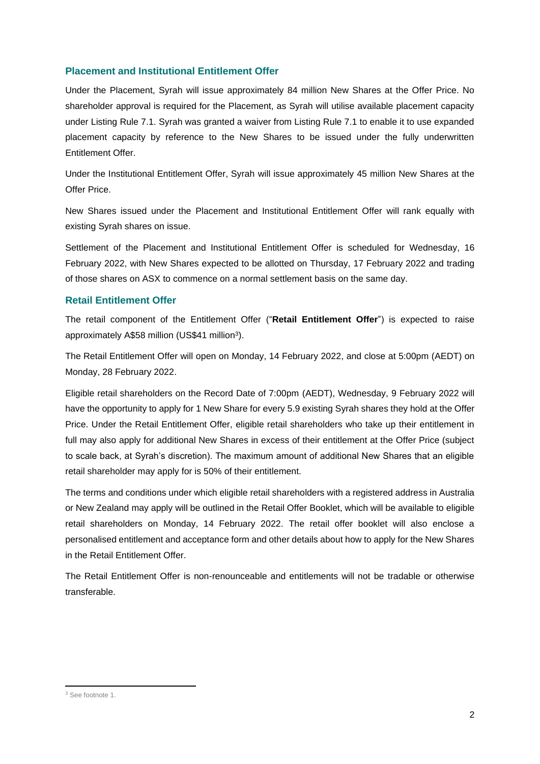## Placement and Institutional Entitlement Offer

Under the Placement, Syrah will issue approximately 84 million New Shares at the Offer Price. No shareholder approval is required for the Placement, as Syrah will utilise available placement capacity under Listing Rule 7.1. Syrah was granted a waiver from Listing Rule 7.1 to enable it to use expanded placement capacity by reference to the New Shares to be issued under the fully underwritten Entitlement Offer.

Under the Institutional Entitlement Offer, Syrah will issue approximately 45 million New Shares at the Offer Price.

New Shares issued under the Placement and Institutional Entitlement Offer will rank equally with existing Syrah shares on issue.

Settlement of the Placement and Institutional Entitlement Offer is scheduled for Wednesday, 16 February 2022, with New Shares expected to be allotted on Thursday, 17 February 2022 and trading of those shares on ASX to commence on a normal settlement basis on the same day.

## Retail Entitlement Offer

The retail component of the Entitlement Offer ("**Retail Entitlement Offer**") is expected to raise approximately A$58 million (US$41 million[3]).

The Retail Entitlement Offer will open on Monday, 14 February 2022, and close at 5:00pm (AEDT) on Monday, 28 February 2022.

Eligible retail shareholders on the Record Date of 7:00pm (AEDT), Wednesday, 9 February 2022 will have the opportunity to apply for 1 New Share for every 5.9 existing Syrah shares they hold at the Offer Price. Under the Retail Entitlement Offer, eligible retail shareholders who take up their entitlement in full may also apply for additional New Shares in excess of their entitlement at the Offer Price (subject to scale back, at Syrah's discretion). The maximum amount of additional New Shares that an eligible retail shareholder may apply for is 50% of their entitlement.

The terms and conditions under which eligible retail shareholders with a registered address in Australia or New Zealand may apply will be outlined in the Retail Offer Booklet, which will be available to eligible retail shareholders on Monday, 14 February 2022. The retail offer booklet will also enclose a personalised entitlement and acceptance form and other details about how to apply for the New Shares in the Retail Entitlement Offer.

The Retail Entitlement Offer is non-renounceable and entitlements will not be tradable or otherwise transferable.

---

[3] See footnote 1.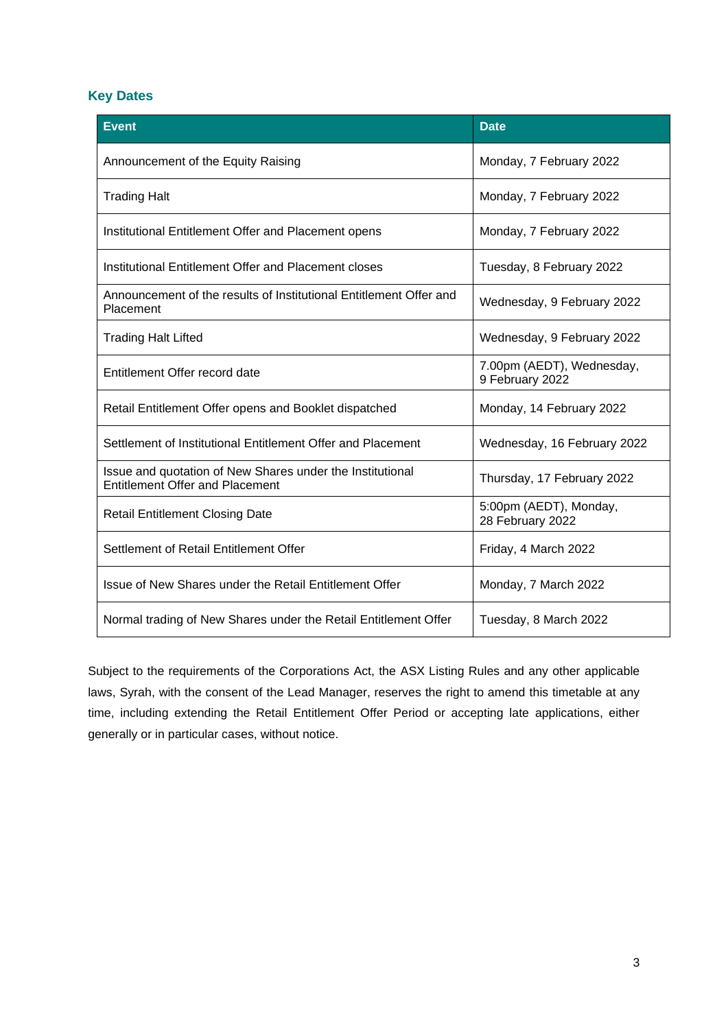## Key Dates

| Event | Date |
|---|---|
| Announcement of the Equity Raising | Monday, 7 February 2022 |
| Trading Halt | Monday, 7 February 2022 |
| Institutional Entitlement Offer and Placement opens | Monday, 7 February 2022 |
| Institutional Entitlement Offer and Placement closes | Tuesday, 8 February 2022 |
| Announcement of the results of Institutional Entitlement Offer and Placement | Wednesday, 9 February 2022 |
| Trading Halt Lifted | Wednesday, 9 February 2022 |
| Entitlement Offer record date | 7.00pm (AEDT), Wednesday, 9 February 2022 |
| Retail Entitlement Offer opens and Booklet dispatched | Monday, 14 February 2022 |
| Settlement of Institutional Entitlement Offer and Placement | Wednesday, 16 February 2022 |
| Issue and quotation of New Shares under the Institutional Entitlement Offer and Placement | Thursday, 17 February 2022 |
| Retail Entitlement Closing Date | 5:00pm (AEDT), Monday, 28 February 2022 |
| Settlement of Retail Entitlement Offer | Friday, 4 March 2022 |
| Issue of New Shares under the Retail Entitlement Offer | Monday, 7 March 2022 |
| Normal trading of New Shares under the Retail Entitlement Offer | Tuesday, 8 March 2022 |

Subject to the requirements of the Corporations Act, the ASX Listing Rules and any other applicable laws, Syrah, with the consent of the Lead Manager, reserves the right to amend this timetable at any time, including extending the Retail Entitlement Offer Period or accepting late applications, either generally or in particular cases, without notice.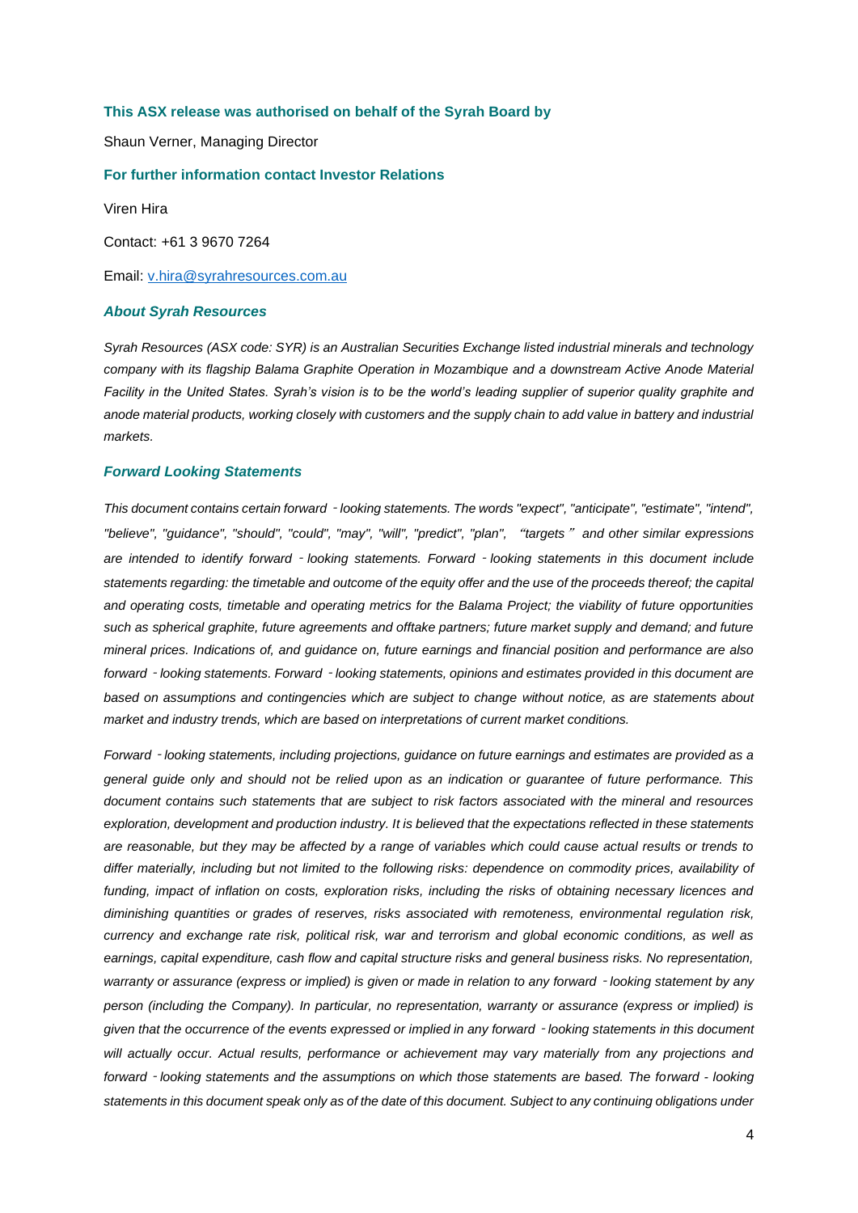**This ASX release was authorised on behalf of the Syrah Board by**

Shaun Verner, Managing Director

**For further information contact Investor Relations**

Viren Hira

Contact: +61 3 9670 7264

Email: v.hira@syrahresources.com.au

***About Syrah Resources***

*Syrah Resources (ASX code: SYR) is an Australian Securities Exchange listed industrial minerals and technology company with its flagship Balama Graphite Operation in Mozambique and a downstream Active Anode Material Facility in the United States. Syrah's vision is to be the world's leading supplier of superior quality graphite and anode material products, working closely with customers and the supply chain to add value in battery and industrial markets.*

***Forward Looking Statements***

*This document contains certain forward‐looking statements. The words "expect", "anticipate", "estimate", "intend", "believe", "guidance", "should", "could", "may", "will", "predict", "plan", "targets" and other similar expressions are intended to identify forward‐looking statements. Forward‐looking statements in this document include statements regarding: the timetable and outcome of the equity offer and the use of the proceeds thereof; the capital and operating costs, timetable and operating metrics for the Balama Project; the viability of future opportunities such as spherical graphite, future agreements and offtake partners; future market supply and demand; and future mineral prices. Indications of, and guidance on, future earnings and financial position and performance are also forward‐looking statements. Forward‐looking statements, opinions and estimates provided in this document are based on assumptions and contingencies which are subject to change without notice, as are statements about market and industry trends, which are based on interpretations of current market conditions.*

*Forward‐looking statements, including projections, guidance on future earnings and estimates are provided as a general guide only and should not be relied upon as an indication or guarantee of future performance. This document contains such statements that are subject to risk factors associated with the mineral and resources exploration, development and production industry. It is believed that the expectations reflected in these statements are reasonable, but they may be affected by a range of variables which could cause actual results or trends to differ materially, including but not limited to the following risks: dependence on commodity prices, availability of funding, impact of inflation on costs, exploration risks, including the risks of obtaining necessary licences and diminishing quantities or grades of reserves, risks associated with remoteness, environmental regulation risk, currency and exchange rate risk, political risk, war and terrorism and global economic conditions, as well as earnings, capital expenditure, cash flow and capital structure risks and general business risks. No representation, warranty or assurance (express or implied) is given or made in relation to any forward‐looking statement by any person (including the Company). In particular, no representation, warranty or assurance (express or implied) is given that the occurrence of the events expressed or implied in any forward‐looking statements in this document will actually occur. Actual results, performance or achievement may vary materially from any projections and forward‐looking statements and the assumptions on which those statements are based. The forward - looking statements in this document speak only as of the date of this document. Subject to any continuing obligations under*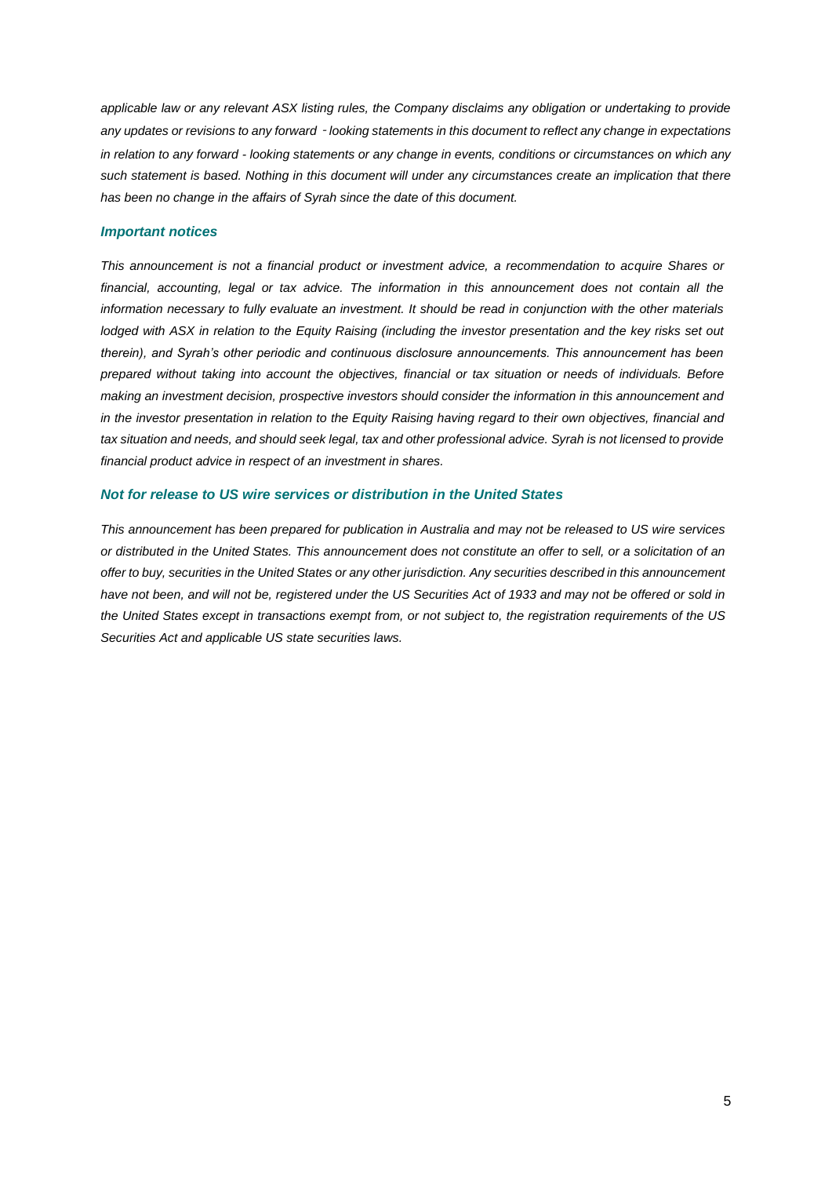*applicable law or any relevant ASX listing rules, the Company disclaims any obligation or undertaking to provide any updates or revisions to any forward - looking statements in this document to reflect any change in expectations in relation to any forward - looking statements or any change in events, conditions or circumstances on which any such statement is based. Nothing in this document will under any circumstances create an implication that there has been no change in the affairs of Syrah since the date of this document.*

### *Important notices*

*This announcement is not a financial product or investment advice, a recommendation to acquire Shares or financial, accounting, legal or tax advice. The information in this announcement does not contain all the information necessary to fully evaluate an investment. It should be read in conjunction with the other materials lodged with ASX in relation to the Equity Raising (including the investor presentation and the key risks set out therein), and Syrah's other periodic and continuous disclosure announcements. This announcement has been prepared without taking into account the objectives, financial or tax situation or needs of individuals. Before making an investment decision, prospective investors should consider the information in this announcement and in the investor presentation in relation to the Equity Raising having regard to their own objectives, financial and tax situation and needs, and should seek legal, tax and other professional advice. Syrah is not licensed to provide financial product advice in respect of an investment in shares.*

### *Not for release to US wire services or distribution in the United States*

*This announcement has been prepared for publication in Australia and may not be released to US wire services or distributed in the United States. This announcement does not constitute an offer to sell, or a solicitation of an offer to buy, securities in the United States or any other jurisdiction. Any securities described in this announcement have not been, and will not be, registered under the US Securities Act of 1933 and may not be offered or sold in the United States except in transactions exempt from, or not subject to, the registration requirements of the US Securities Act and applicable US state securities laws.*